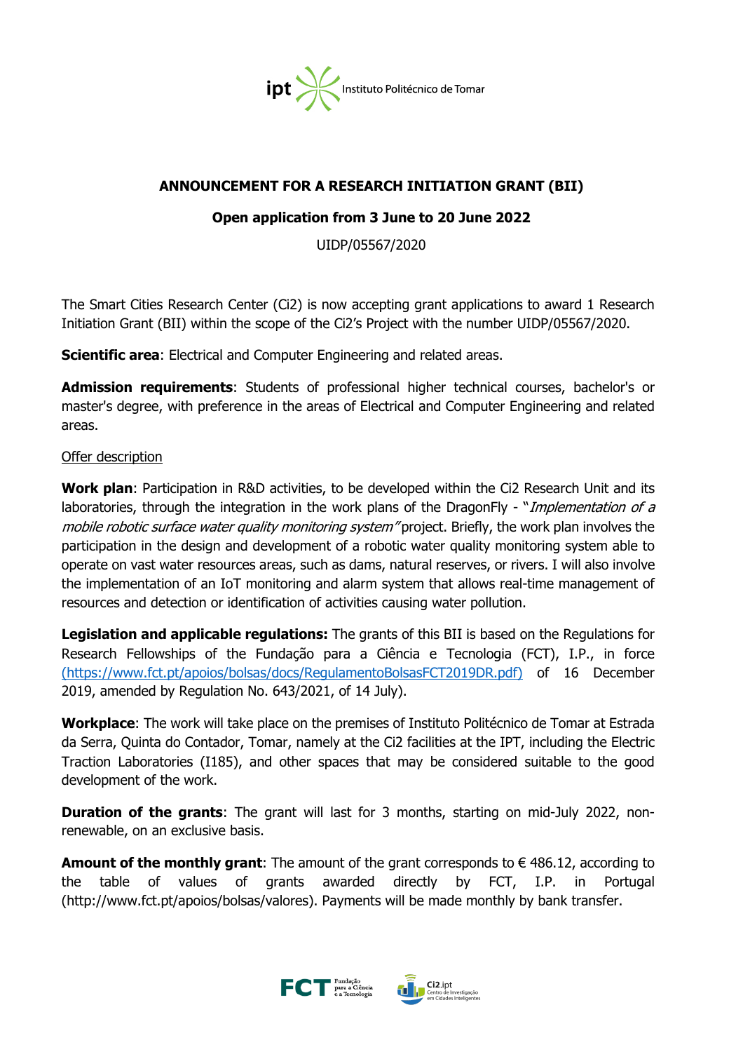## ANNOUNCEMENT FOR A RESEARCH INITIATION GRANT (BII)

### Open application from 3 June to 20 June 2022

UIDP/05567/2020

The Smart Cities Research Center (Ci2) is now accepting grant applications to award 1 Research Initiation Grant (BII) within the scope of the Ci2's Project with the number UIDP/05567/2020.

**Scientific area**: Electrical and Computer Engineering and related areas.

**Admission requirements**: Students of professional higher technical courses, bachelor's or master's degree, with preference in the areas of Electrical and Computer Engineering and related areas.

Offer description

**Work plan**: Participation in R&D activities, to be developed within the Ci2 Research Unit and its laboratories, through the integration in the work plans of the DragonFly - "*Implementation of a mobile robotic surface water quality monitoring system"* project. Briefly, the work plan involves the participation in the design and development of a robotic water quality monitoring system able to operate on vast water resources areas, such as dams, natural reserves, or rivers. I will also involve the implementation of an IoT monitoring and alarm system that allows real-time management of resources and detection or identification of activities causing water pollution.

**Legislation and applicable regulations:** The grants of this BII is based on the Regulations for Research Fellowships of the Fundação para a Ciência e Tecnologia (FCT), I.P., in force (https://www.fct.pt/apoios/bolsas/docs/RegulamentoBolsasFCT2019DR.pdf) of 16 December 2019, amended by Regulation No. 643/2021, of 14 July).

**Workplace**: The work will take place on the premises of Instituto Politécnico de Tomar at Estrada da Serra, Quinta do Contador, Tomar, namely at the Ci2 facilities at the IPT, including the Electric Traction Laboratories (I185), and other spaces that may be considered suitable to the good development of the work.

**Duration of the grants**: The grant will last for 3 months, starting on mid-July 2022, non-renewable, on an exclusive basis.

**Amount of the monthly grant**: The amount of the grant corresponds to € 486.12, according to the table of values of grants awarded directly by FCT, I.P. in Portugal (http://www.fct.pt/apoios/bolsas/valores). Payments will be made monthly by bank transfer.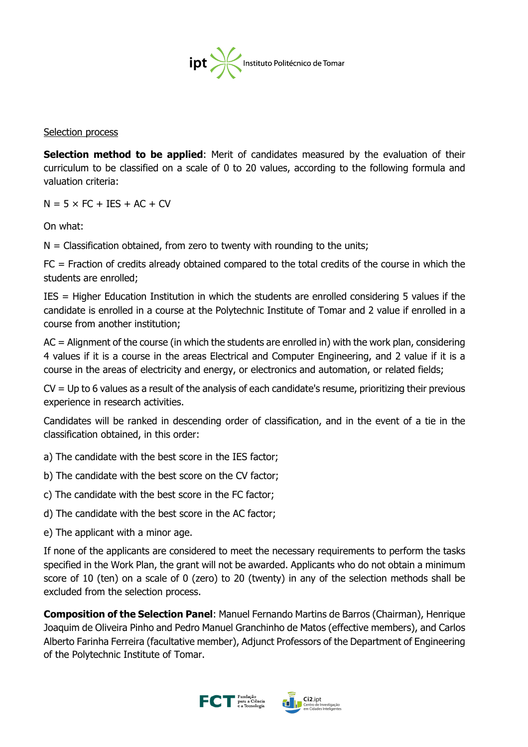<u>Selection process</u>

**Selection method to be applied**: Merit of candidates measured by the evaluation of their curriculum to be classified on a scale of 0 to 20 values, according to the following formula and valuation criteria:

$N = 5 \times FC + IES + AC + CV$

On what:

N = Classification obtained, from zero to twenty with rounding to the units;

FC = Fraction of credits already obtained compared to the total credits of the course in which the students are enrolled;

IES = Higher Education Institution in which the students are enrolled considering 5 values if the candidate is enrolled in a course at the Polytechnic Institute of Tomar and 2 value if enrolled in a course from another institution;

AC = Alignment of the course (in which the students are enrolled in) with the work plan, considering 4 values if it is a course in the areas Electrical and Computer Engineering, and 2 value if it is a course in the areas of electricity and energy, or electronics and automation, or related fields;

CV = Up to 6 values as a result of the analysis of each candidate's resume, prioritizing their previous experience in research activities.

Candidates will be ranked in descending order of classification, and in the event of a tie in the classification obtained, in this order:

a) The candidate with the best score in the IES factor;

b) The candidate with the best score on the CV factor;

c) The candidate with the best score in the FC factor;

d) The candidate with the best score in the AC factor;

e) The applicant with a minor age.

If none of the applicants are considered to meet the necessary requirements to perform the tasks specified in the Work Plan, the grant will not be awarded. Applicants who do not obtain a minimum score of 10 (ten) on a scale of 0 (zero) to 20 (twenty) in any of the selection methods shall be excluded from the selection process.

**Composition of the Selection Panel**: Manuel Fernando Martins de Barros (Chairman), Henrique Joaquim de Oliveira Pinho and Pedro Manuel Granchinho de Matos (effective members), and Carlos Alberto Farinha Ferreira (facultative member), Adjunct Professors of the Department of Engineering of the Polytechnic Institute of Tomar.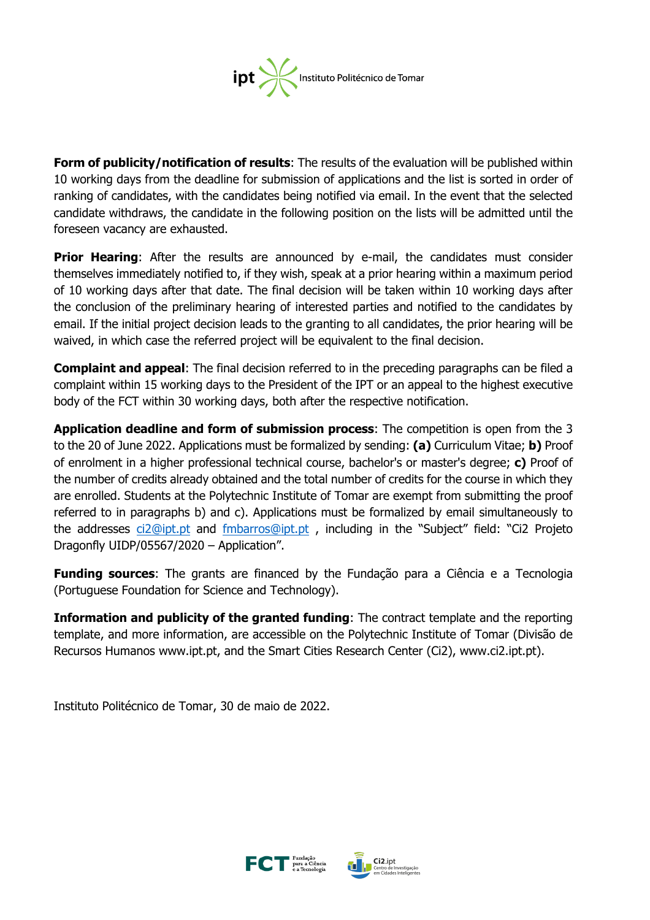**Form of publicity/notification of results**: The results of the evaluation will be published within 10 working days from the deadline for submission of applications and the list is sorted in order of ranking of candidates, with the candidates being notified via email. In the event that the selected candidate withdraws, the candidate in the following position on the lists will be admitted until the foreseen vacancy are exhausted.

**Prior Hearing**: After the results are announced by e-mail, the candidates must consider themselves immediately notified to, if they wish, speak at a prior hearing within a maximum period of 10 working days after that date. The final decision will be taken within 10 working days after the conclusion of the preliminary hearing of interested parties and notified to the candidates by email. If the initial project decision leads to the granting to all candidates, the prior hearing will be waived, in which case the referred project will be equivalent to the final decision.

**Complaint and appeal**: The final decision referred to in the preceding paragraphs can be filed a complaint within 15 working days to the President of the IPT or an appeal to the highest executive body of the FCT within 30 working days, both after the respective notification.

**Application deadline and form of submission process**: The competition is open from the 3 to the 20 of June 2022. Applications must be formalized by sending: **(a)** Curriculum Vitae; **b)** Proof of enrolment in a higher professional technical course, bachelor's or master's degree; **c)** Proof of the number of credits already obtained and the total number of credits for the course in which they are enrolled. Students at the Polytechnic Institute of Tomar are exempt from submitting the proof referred to in paragraphs b) and c). Applications must be formalized by email simultaneously to the addresses ci2@ipt.pt and fmbarros@ipt.pt , including in the "Subject" field: "Ci2 Projeto Dragonfly UIDP/05567/2020 – Application".

**Funding sources**: The grants are financed by the Fundação para a Ciência e a Tecnologia (Portuguese Foundation for Science and Technology).

**Information and publicity of the granted funding**: The contract template and the reporting template, and more information, are accessible on the Polytechnic Institute of Tomar (Divisão de Recursos Humanos www.ipt.pt, and the Smart Cities Research Center (Ci2), www.ci2.ipt.pt).

Instituto Politécnico de Tomar, 30 de maio de 2022.